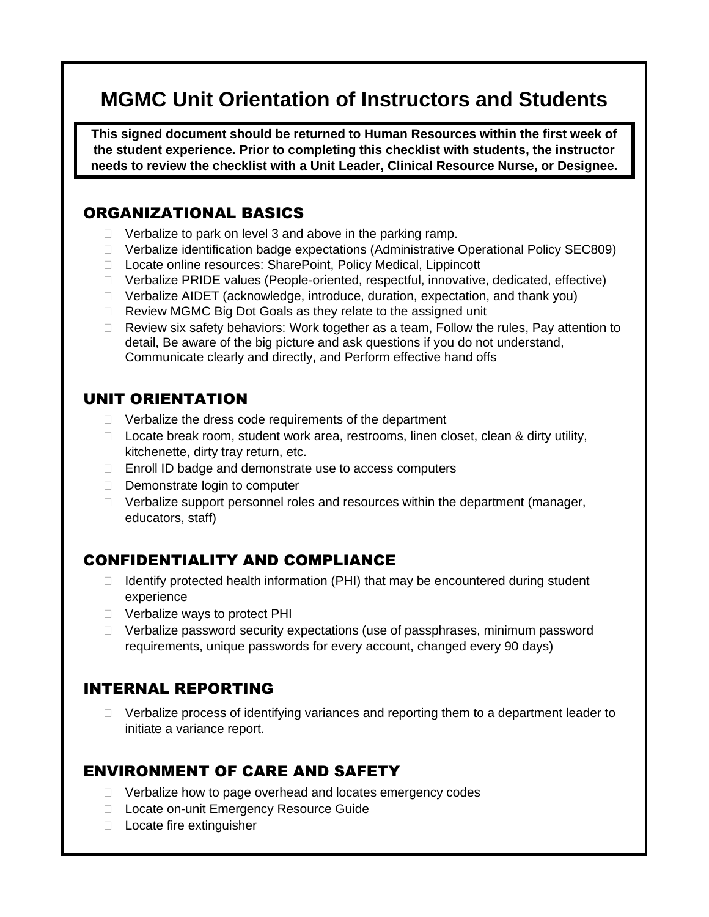# MGMC Unit Orientation of Instructors and Students

**This signed document should be returned to Human Resources within the first week of the student experience. Prior to completing this checklist with students, the instructor needs to review the checklist with a Unit Leader, Clinical Resource Nurse, or Designee.**

## ORGANIZATIONAL BASICS

- ☐ Verbalize to park on level 3 and above in the parking ramp.
- ☐ Verbalize identification badge expectations (Administrative Operational Policy SEC809)
- ☐ Locate online resources: SharePoint, Policy Medical, Lippincott
- ☐ Verbalize PRIDE values (People-oriented, respectful, innovative, dedicated, effective)
- ☐ Verbalize AIDET (acknowledge, introduce, duration, expectation, and thank you)
- ☐ Review MGMC Big Dot Goals as they relate to the assigned unit
- ☐ Review six safety behaviors: Work together as a team, Follow the rules, Pay attention to detail, Be aware of the big picture and ask questions if you do not understand, Communicate clearly and directly, and Perform effective hand offs

## UNIT ORIENTATION

- ☐ Verbalize the dress code requirements of the department
- ☐ Locate break room, student work area, restrooms, linen closet, clean & dirty utility, kitchenette, dirty tray return, etc.
- ☐ Enroll ID badge and demonstrate use to access computers
- ☐ Demonstrate login to computer
- ☐ Verbalize support personnel roles and resources within the department (manager, educators, staff)

## CONFIDENTIALITY AND COMPLIANCE

- ☐ Identify protected health information (PHI) that may be encountered during student experience
- ☐ Verbalize ways to protect PHI
- ☐ Verbalize password security expectations (use of passphrases, minimum password requirements, unique passwords for every account, changed every 90 days)

## INTERNAL REPORTING

- ☐ Verbalize process of identifying variances and reporting them to a department leader to initiate a variance report.

## ENVIRONMENT OF CARE AND SAFETY

- ☐ Verbalize how to page overhead and locates emergency codes
- ☐ Locate on-unit Emergency Resource Guide
- ☐ Locate fire extinguisher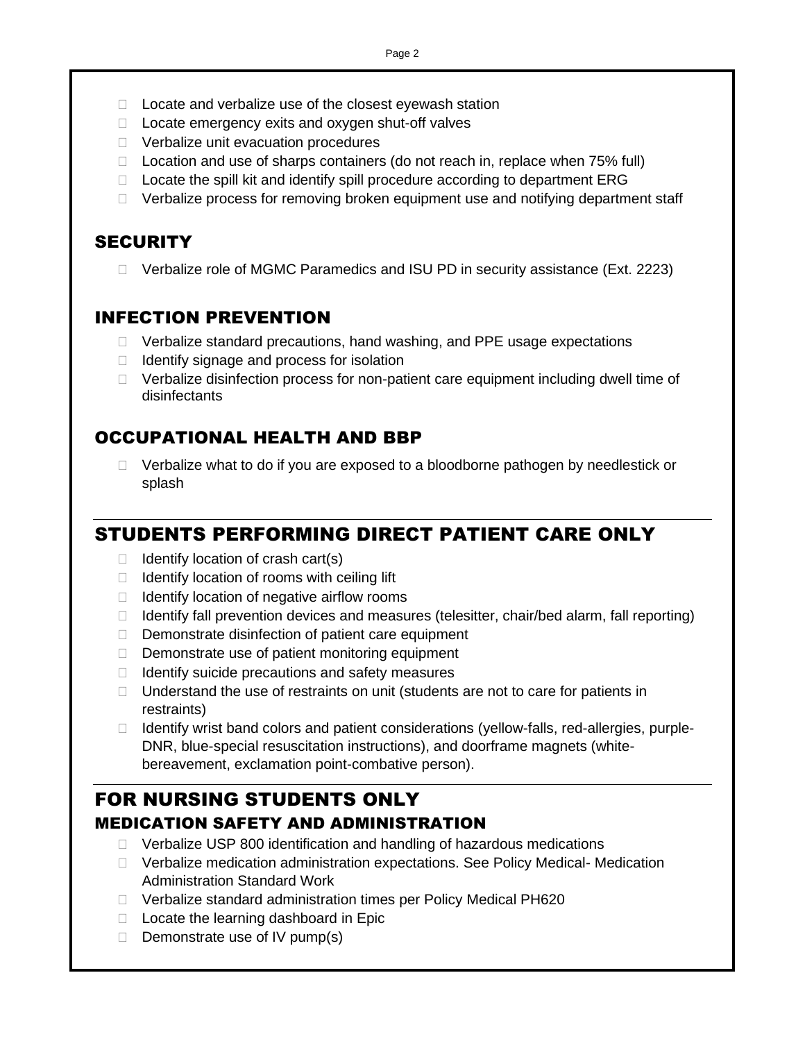- ☐ Locate and verbalize use of the closest eyewash station
- ☐ Locate emergency exits and oxygen shut-off valves
- ☐ Verbalize unit evacuation procedures
- ☐ Location and use of sharps containers (do not reach in, replace when 75% full)
- ☐ Locate the spill kit and identify spill procedure according to department ERG
- ☐ Verbalize process for removing broken equipment use and notifying department staff

## SECURITY

- ☐ Verbalize role of MGMC Paramedics and ISU PD in security assistance (Ext. 2223)

## INFECTION PREVENTION

- ☐ Verbalize standard precautions, hand washing, and PPE usage expectations
- ☐ Identify signage and process for isolation
- ☐ Verbalize disinfection process for non-patient care equipment including dwell time of disinfectants

## OCCUPATIONAL HEALTH AND BBP

- ☐ Verbalize what to do if you are exposed to a bloodborne pathogen by needlestick or splash

---

# STUDENTS PERFORMING DIRECT PATIENT CARE ONLY

- ☐ Identify location of crash cart(s)
- ☐ Identify location of rooms with ceiling lift
- ☐ Identify location of negative airflow rooms
- ☐ Identify fall prevention devices and measures (telesitter, chair/bed alarm, fall reporting)
- ☐ Demonstrate disinfection of patient care equipment
- ☐ Demonstrate use of patient monitoring equipment
- ☐ Identify suicide precautions and safety measures
- ☐ Understand the use of restraints on unit (students are not to care for patients in restraints)
- ☐ Identify wrist band colors and patient considerations (yellow-falls, red-allergies, purple-DNR, blue-special resuscitation instructions), and doorframe magnets (white-bereavement, exclamation point-combative person).

---

# FOR NURSING STUDENTS ONLY

## MEDICATION SAFETY AND ADMINISTRATION

- ☐ Verbalize USP 800 identification and handling of hazardous medications
- ☐ Verbalize medication administration expectations. See Policy Medical- Medication Administration Standard Work
- ☐ Verbalize standard administration times per Policy Medical PH620
- ☐ Locate the learning dashboard in Epic
- ☐ Demonstrate use of IV pump(s)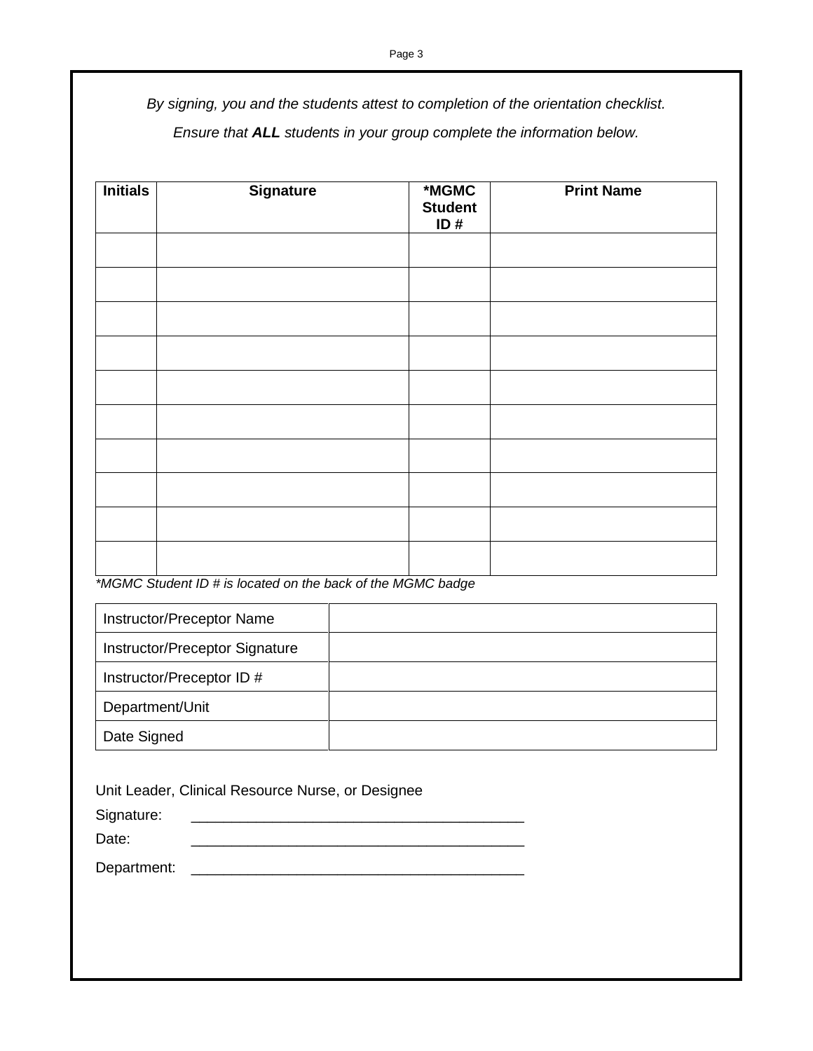*By signing, you and the students attest to completion of the orientation checklist.*

*Ensure that **ALL** students in your group complete the information below.*

| Initials | Signature | *MGMC Student ID # | Print Name |
|---|---|---|---|
| | | | |
| | | | |
| | | | |
| | | | |
| | | | |
| | | | |
| | | | |
| | | | |
| | | | |
| | | | |

*\*MGMC Student ID # is located on the back of the MGMC badge*

| | |
|---|---|
| Instructor/Preceptor Name | |
| Instructor/Preceptor Signature | |
| Instructor/Preceptor ID # | |
| Department/Unit | |
| Date Signed | |

Unit Leader, Clinical Resource Nurse, or Designee

Signature: __________________________________________

Date: __________________________________________

Department: __________________________________________